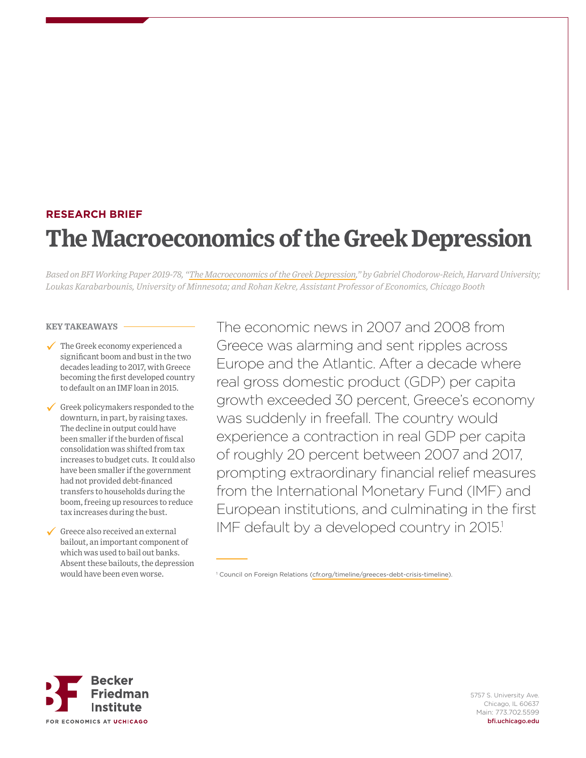**RESEARCH BRIEF**

# The Macroeconomics of the Greek Depression

*Based on BFI Working Paper 2019-78, "The Macroeconomics of the Greek Depression," by Gabriel Chodorow-Reich, Harvard University; Loukas Karabarbounis, University of Minnesota; and Rohan Kekre, Assistant Professor of Economics, Chicago Booth*

**KEY TAKEAWAYS**

- The Greek economy experienced a significant boom and bust in the two decades leading to 2017, with Greece becoming the first developed country to default on an IMF loan in 2015.
- Greek policymakers responded to the downturn, in part, by raising taxes. The decline in output could have been smaller if the burden of fiscal consolidation was shifted from tax increases to budget cuts. It could also have been smaller if the government had not provided debt-financed transfers to households during the boom, freeing up resources to reduce tax increases during the bust.
- Greece also received an external bailout, an important component of which was used to bail out banks. Absent these bailouts, the depression would have been even worse.

The economic news in 2007 and 2008 from Greece was alarming and sent ripples across Europe and the Atlantic. After a decade where real gross domestic product (GDP) per capita growth exceeded 30 percent, Greece's economy was suddenly in freefall. The country would experience a contraction in real GDP per capita of roughly 20 percent between 2007 and 2017, prompting extraordinary financial relief measures from the International Monetary Fund (IMF) and European institutions, and culminating in the first IMF default by a developed country in 2015.[1]

[1] Council on Foreign Relations (cfr.org/timeline/greeces-debt-crisis-timeline).

Becker Friedman Institute FOR ECONOMICS AT UCHICAGO

5757 S. University Ave.
Chicago, IL 60637
Main: 773.702.5599
bfi.uchicago.edu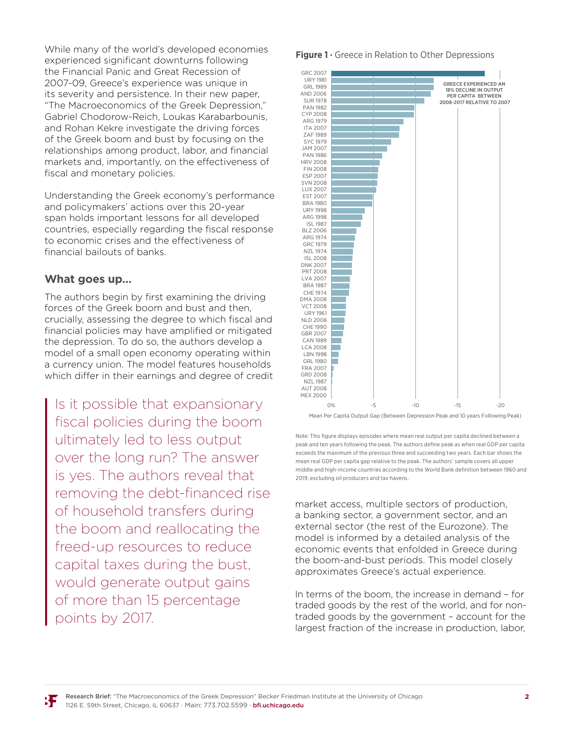While many of the world's developed economies experienced significant downturns following the Financial Panic and Great Recession of 2007-09, Greece's experience was unique in its severity and persistence. In their new paper, "The Macroeconomics of the Greek Depression," Gabriel Chodorow-Reich, Loukas Karabarbounis, and Rohan Kekre investigate the driving forces of the Greek boom and bust by focusing on the relationships among product, labor, and financial markets and, importantly, on the effectiveness of fiscal and monetary policies.

Understanding the Greek economy's performance and policymakers' actions over this 20-year span holds important lessons for all developed countries, especially regarding the fiscal response to economic crises and the effectiveness of financial bailouts of banks.

## What goes up...

The authors begin by first examining the driving forces of the Greek boom and bust and then, crucially, assessing the degree to which fiscal and financial policies may have amplified or mitigated the depression. To do so, the authors develop a model of a small open economy operating within a currency union. The model features households which differ in their earnings and degree of credit market access, multiple sectors of production, a banking sector, a government sector, and an external sector (the rest of the Eurozone). The model is informed by a detailed analysis of the economic events that enfolded in Greece during the boom-and-bust periods. This model closely approximates Greece's actual experience.

> Is it possible that expansionary fiscal policies during the boom ultimately led to less output over the long run? The answer is yes. The authors reveal that removing the debt-financed rise of household transfers during the boom and reallocating the freed-up resources to reduce capital taxes during the bust, would generate output gains of more than 15 percentage points by 2017.

**Figure 1** • Greece in Relation to Other Depressions

GREECE EXPERIENCED AN 18% DECLINE IN OUTPUT PER CAPITA BETWEEN 2008-2017 RELATIVE TO 2007

Mean Per Capita Output Gap (Between Depression Peak and 10 years Following Peak)

Note: This figure displays episodes where mean real output per capita declined between a peak and ten years following the peak. The authors define peak as when real GDP per capita exceeds the maximum of the previous three and succeeding two years. Each bar shows the mean real GDP per capita gap relative to the peak. The authors' sample covers all upper middle and high-income countries according to the World Bank definition between 1960 and 2019, excluding oil producers and tax havens.

In terms of the boom, the increase in demand – for traded goods by the rest of the world, and for non-traded goods by the government – account for the largest fraction of the increase in production, labor,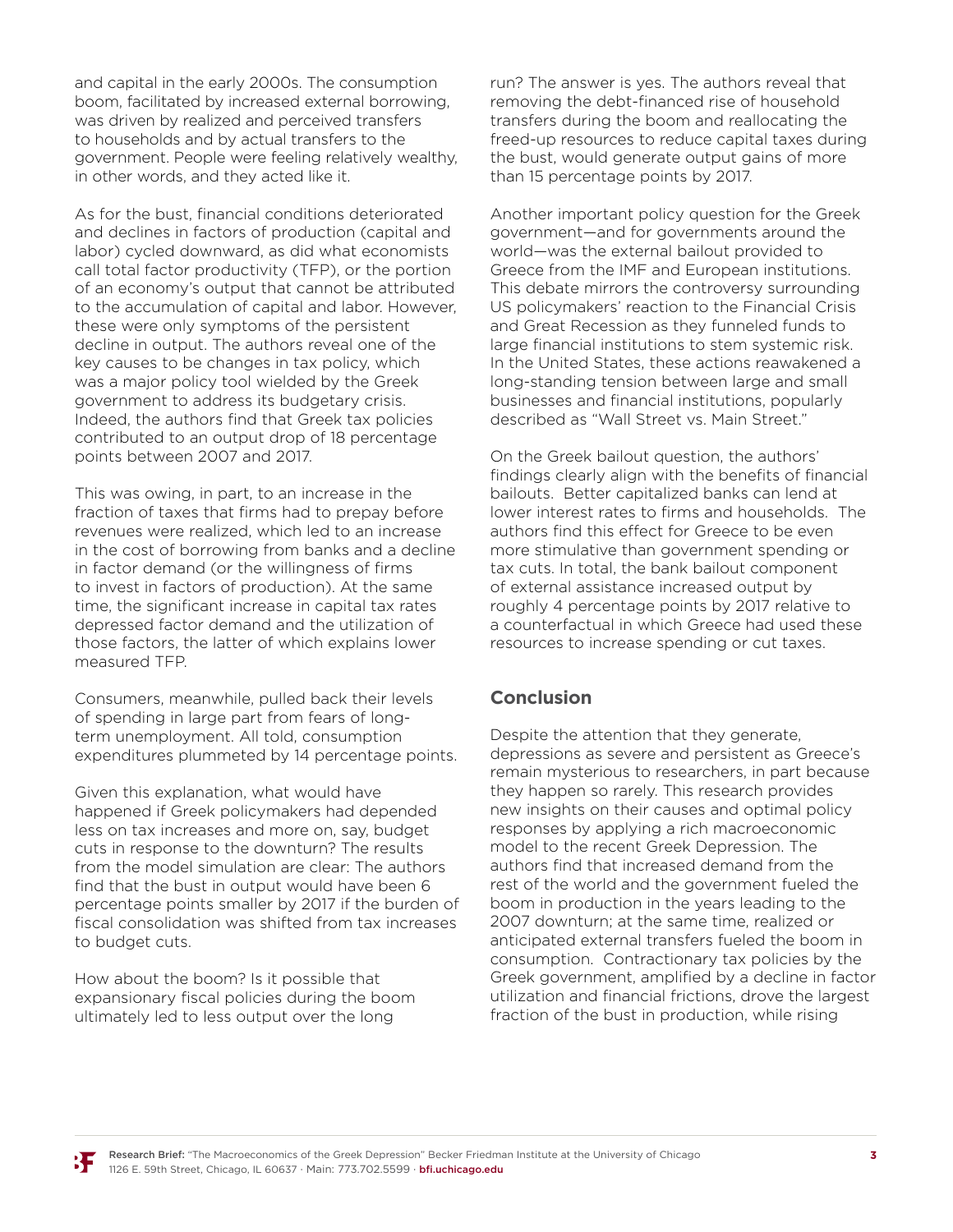and capital in the early 2000s. The consumption boom, facilitated by increased external borrowing, was driven by realized and perceived transfers to households and by actual transfers to the government. People were feeling relatively wealthy, in other words, and they acted like it.

As for the bust, financial conditions deteriorated and declines in factors of production (capital and labor) cycled downward, as did what economists call total factor productivity (TFP), or the portion of an economy's output that cannot be attributed to the accumulation of capital and labor. However, these were only symptoms of the persistent decline in output. The authors reveal one of the key causes to be changes in tax policy, which was a major policy tool wielded by the Greek government to address its budgetary crisis. Indeed, the authors find that Greek tax policies contributed to an output drop of 18 percentage points between 2007 and 2017.

This was owing, in part, to an increase in the fraction of taxes that firms had to prepay before revenues were realized, which led to an increase in the cost of borrowing from banks and a decline in factor demand (or the willingness of firms to invest in factors of production). At the same time, the significant increase in capital tax rates depressed factor demand and the utilization of those factors, the latter of which explains lower measured TFP.

Consumers, meanwhile, pulled back their levels of spending in large part from fears of long-term unemployment. All told, consumption expenditures plummeted by 14 percentage points.

Given this explanation, what would have happened if Greek policymakers had depended less on tax increases and more on, say, budget cuts in response to the downturn? The results from the model simulation are clear: The authors find that the bust in output would have been 6 percentage points smaller by 2017 if the burden of fiscal consolidation was shifted from tax increases to budget cuts.

How about the boom? Is it possible that expansionary fiscal policies during the boom ultimately led to less output over the long run? The answer is yes. The authors reveal that removing the debt-financed rise of household transfers during the boom and reallocating the freed-up resources to reduce capital taxes during the bust, would generate output gains of more than 15 percentage points by 2017.

Another important policy question for the Greek government—and for governments around the world—was the external bailout provided to Greece from the IMF and European institutions. This debate mirrors the controversy surrounding US policymakers' reaction to the Financial Crisis and Great Recession as they funneled funds to large financial institutions to stem systemic risk. In the United States, these actions reawakened a long-standing tension between large and small businesses and financial institutions, popularly described as "Wall Street vs. Main Street."

On the Greek bailout question, the authors' findings clearly align with the benefits of financial bailouts. Better capitalized banks can lend at lower interest rates to firms and households. The authors find this effect for Greece to be even more stimulative than government spending or tax cuts. In total, the bank bailout component of external assistance increased output by roughly 4 percentage points by 2017 relative to a counterfactual in which Greece had used these resources to increase spending or cut taxes.

## Conclusion

Despite the attention that they generate, depressions as severe and persistent as Greece's remain mysterious to researchers, in part because they happen so rarely. This research provides new insights on their causes and optimal policy responses by applying a rich macroeconomic model to the recent Greek Depression. The authors find that increased demand from the rest of the world and the government fueled the boom in production in the years leading to the 2007 downturn; at the same time, realized or anticipated external transfers fueled the boom in consumption. Contractionary tax policies by the Greek government, amplified by a decline in factor utilization and financial frictions, drove the largest fraction of the bust in production, while rising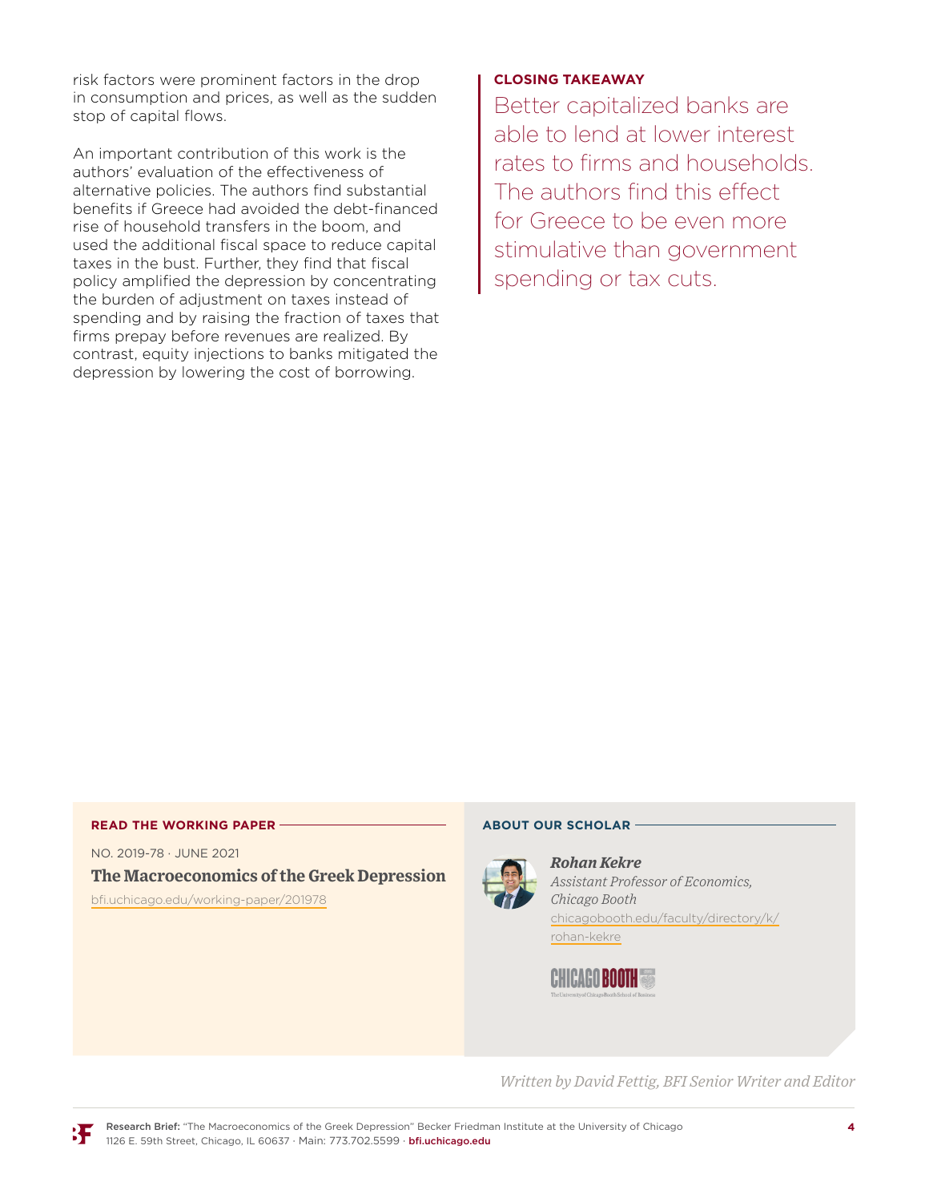risk factors were prominent factors in the drop in consumption and prices, as well as the sudden stop of capital flows.

An important contribution of this work is the authors' evaluation of the effectiveness of alternative policies. The authors find substantial benefits if Greece had avoided the debt-financed rise of household transfers in the boom, and used the additional fiscal space to reduce capital taxes in the bust. Further, they find that fiscal policy amplified the depression by concentrating the burden of adjustment on taxes instead of spending and by raising the fraction of taxes that firms prepay before revenues are realized. By contrast, equity injections to banks mitigated the depression by lowering the cost of borrowing.

**CLOSING TAKEAWAY**

Better capitalized banks are able to lend at lower interest rates to firms and households. The authors find this effect for Greece to be even more stimulative than government spending or tax cuts.

**READ THE WORKING PAPER**

NO. 2019-78 · JUNE 2021

**The Macroeconomics of the Greek Depression**

bfi.uchicago.edu/working-paper/201978

**ABOUT OUR SCHOLAR**

***Rohan Kekre***

*Assistant Professor of Economics, Chicago Booth*

chicagobooth.edu/faculty/directory/k/rohan-kekre

*Written by David Fettig, BFI Senior Writer and Editor*